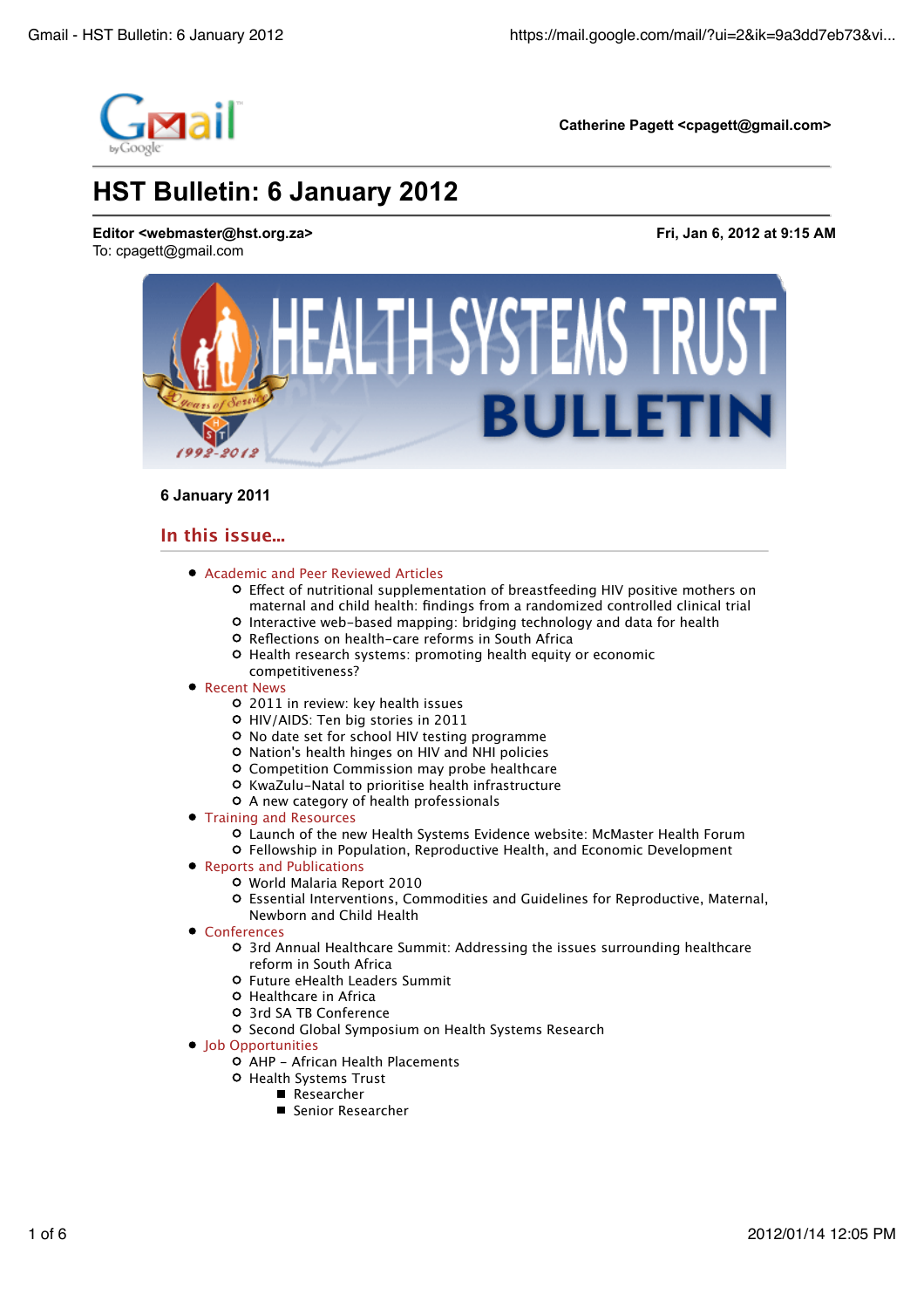Gmail

Catherine Pagett <cpagett@gmail.com>

# HST Bulletin: 6 January 2012

**Editor <webmaster@hst.org.za>** **Fri, Jan 6, 2012 at 9:15 AM**
To: cpagett@gmail.com

HEALTH SYSTEMS TRUST BULLETIN

**6 January 2011**

## In this issue...

- Academic and Peer Reviewed Articles
  - Effect of nutritional supplementation of breastfeeding HIV positive mothers on maternal and child health: findings from a randomized controlled clinical trial
  - Interactive web-based mapping: bridging technology and data for health
  - Reflections on health-care reforms in South Africa
  - Health research systems: promoting health equity or economic competitiveness?
- Recent News
  - 2011 in review: key health issues
  - HIV/AIDS: Ten big stories in 2011
  - No date set for school HIV testing programme
  - Nation's health hinges on HIV and NHI policies
  - Competition Commission may probe healthcare
  - KwaZulu-Natal to prioritise health infrastructure
  - A new category of health professionals
- Training and Resources
  - Launch of the new Health Systems Evidence website: McMaster Health Forum
  - Fellowship in Population, Reproductive Health, and Economic Development
- Reports and Publications
  - World Malaria Report 2010
  - Essential Interventions, Commodities and Guidelines for Reproductive, Maternal, Newborn and Child Health
- Conferences
  - 3rd Annual Healthcare Summit: Addressing the issues surrounding healthcare reform in South Africa
  - Future eHealth Leaders Summit
  - Healthcare in Africa
  - 3rd SA TB Conference
  - Second Global Symposium on Health Systems Research
- Job Opportunities
  - AHP - African Health Placements
  - Health Systems Trust
    - Researcher
    - Senior Researcher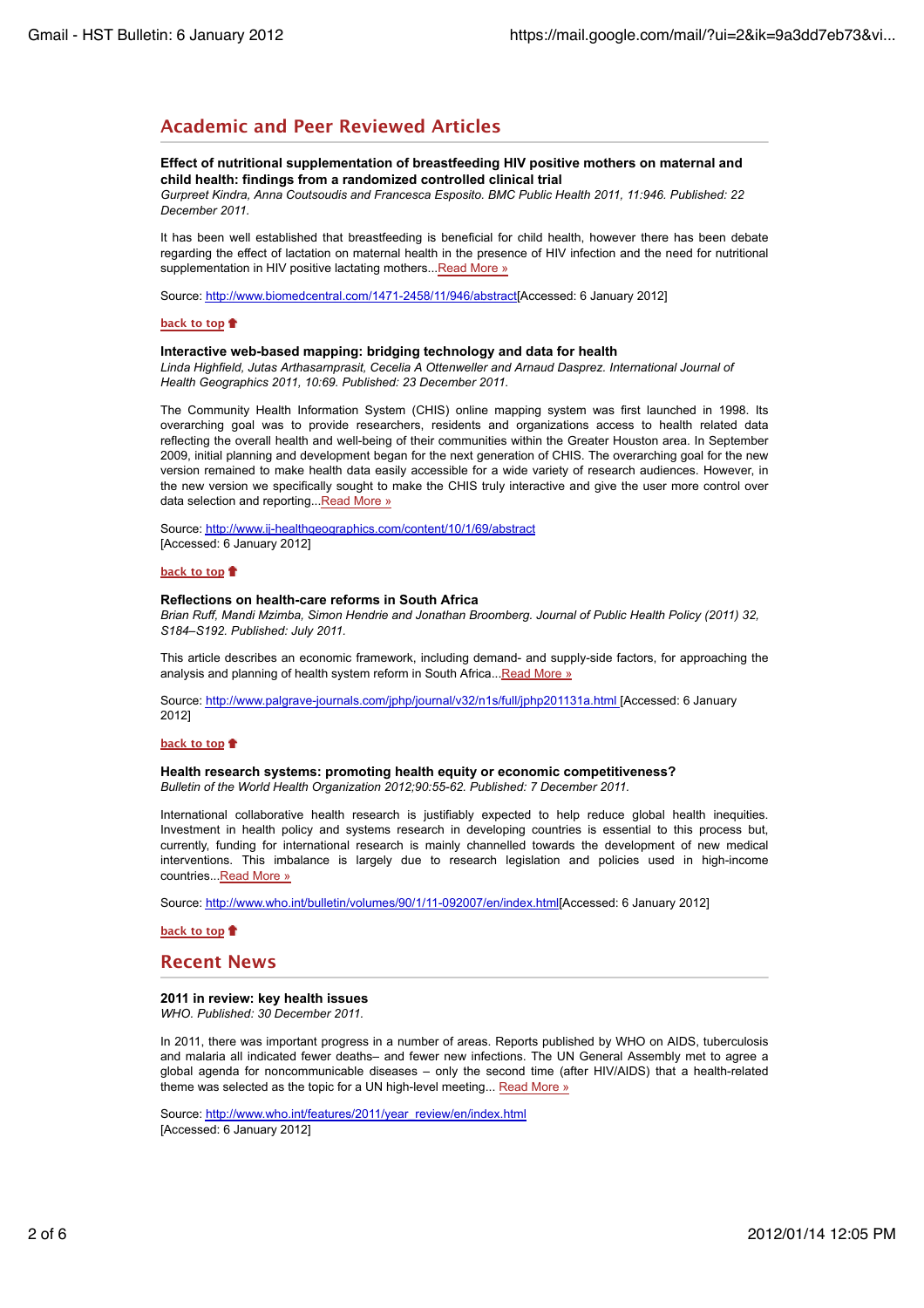## Academic and Peer Reviewed Articles

**Effect of nutritional supplementation of breastfeeding HIV positive mothers on maternal and child health: findings from a randomized controlled clinical trial**
*Gurpreet Kindra, Anna Coutsoudis and Francesca Esposito. BMC Public Health 2011, 11:946. Published: 22 December 2011.*

It has been well established that breastfeeding is beneficial for child health, however there has been debate regarding the effect of lactation on maternal health in the presence of HIV infection and the need for nutritional supplementation in HIV positive lactating mothers...Read More »

Source: http://www.biomedcentral.com/1471-2458/11/946/abstract[Accessed: 6 January 2012]

back to top

**Interactive web-based mapping: bridging technology and data for health**
*Linda Highfield, Jutas Arthasarnprasit, Cecelia A Ottenweller and Arnaud Dasprez. International Journal of Health Geographics 2011, 10:69. Published: 23 December 2011.*

The Community Health Information System (CHIS) online mapping system was first launched in 1998. Its overarching goal was to provide researchers, residents and organizations access to health related data reflecting the overall health and well-being of their communities within the Greater Houston area. In September 2009, initial planning and development began for the next generation of CHIS. The overarching goal for the new version remained to make health data easily accessible for a wide variety of research audiences. However, in the new version we specifically sought to make the CHIS truly interactive and give the user more control over data selection and reporting...Read More »

Source: http://www.ij-healthgeographics.com/content/10/1/69/abstract
[Accessed: 6 January 2012]

back to top

**Reflections on health-care reforms in South Africa**
*Brian Ruff, Mandi Mzimba, Simon Hendrie and Jonathan Broomberg. Journal of Public Health Policy (2011) 32, S184–S192. Published: July 2011.*

This article describes an economic framework, including demand- and supply-side factors, for approaching the analysis and planning of health system reform in South Africa...Read More »

Source: http://www.palgrave-journals.com/jphp/journal/v32/n1s/full/jphp201131a.html [Accessed: 6 January 2012]

back to top

**Health research systems: promoting health equity or economic competitiveness?**
*Bulletin of the World Health Organization 2012;90:55-62. Published: 7 December 2011.*

International collaborative health research is justifiably expected to help reduce global health inequities. Investment in health policy and systems research in developing countries is essential to this process but, currently, funding for international research is mainly channelled towards the development of new medical interventions. This imbalance is largely due to research legislation and policies used in high-income countries...Read More »

Source: http://www.who.int/bulletin/volumes/90/1/11-092007/en/index.html[Accessed: 6 January 2012]

back to top

## Recent News

**2011 in review: key health issues**
*WHO. Published: 30 December 2011.*

In 2011, there was important progress in a number of areas. Reports published by WHO on AIDS, tuberculosis and malaria all indicated fewer deaths– and fewer new infections. The UN General Assembly met to agree a global agenda for noncommunicable diseases – only the second time (after HIV/AIDS) that a health-related theme was selected as the topic for a UN high-level meeting... Read More »

Source: http://www.who.int/features/2011/year_review/en/index.html
[Accessed: 6 January 2012]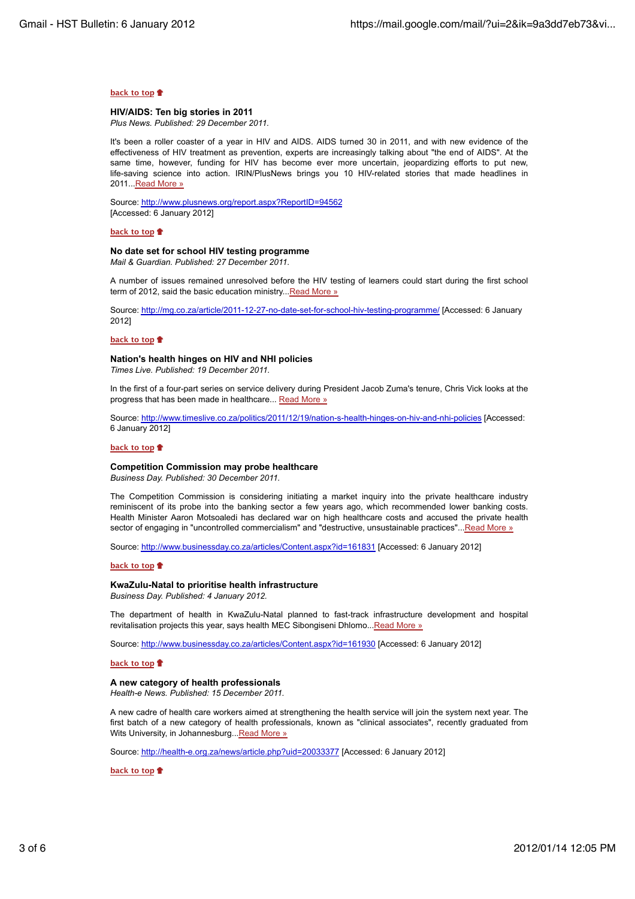**back to top**

### HIV/AIDS: Ten big stories in 2011

*Plus News. Published: 29 December 2011.*

It's been a roller coaster of a year in HIV and AIDS. AIDS turned 30 in 2011, and with new evidence of the effectiveness of HIV treatment as prevention, experts are increasingly talking about "the end of AIDS". At the same time, however, funding for HIV has become ever more uncertain, jeopardizing efforts to put new, life-saving science into action. IRIN/PlusNews brings you 10 HIV-related stories that made headlines in 2011...Read More »

Source: http://www.plusnews.org/report.aspx?ReportID=94562
[Accessed: 6 January 2012]

**back to top**

### No date set for school HIV testing programme

*Mail & Guardian. Published: 27 December 2011.*

A number of issues remained unresolved before the HIV testing of learners could start during the first school term of 2012, said the basic education ministry...Read More »

Source: http://mg.co.za/article/2011-12-27-no-date-set-for-school-hiv-testing-programme/ [Accessed: 6 January 2012]

**back to top**

### Nation's health hinges on HIV and NHI policies

*Times Live. Published: 19 December 2011.*

In the first of a four-part series on service delivery during President Jacob Zuma's tenure, Chris Vick looks at the progress that has been made in healthcare... Read More »

Source: http://www.timeslive.co.za/politics/2011/12/19/nation-s-health-hinges-on-hiv-and-nhi-policies [Accessed: 6 January 2012]

**back to top**

### Competition Commission may probe healthcare

*Business Day. Published: 30 December 2011.*

The Competition Commission is considering initiating a market inquiry into the private healthcare industry reminiscent of its probe into the banking sector a few years ago, which recommended lower banking costs. Health Minister Aaron Motsoaledi has declared war on high healthcare costs and accused the private health sector of engaging in "uncontrolled commercialism" and "destructive, unsustainable practices"...Read More »

Source: http://www.businessday.co.za/articles/Content.aspx?id=161831 [Accessed: 6 January 2012]

**back to top**

### KwaZulu-Natal to prioritise health infrastructure

*Business Day. Published: 4 January 2012.*

The department of health in KwaZulu-Natal planned to fast-track infrastructure development and hospital revitalisation projects this year, says health MEC Sibongiseni Dhlomo...Read More »

Source: http://www.businessday.co.za/articles/Content.aspx?id=161930 [Accessed: 6 January 2012]

**back to top**

### A new category of health professionals

*Health-e News. Published: 15 December 2011.*

A new cadre of health care workers aimed at strengthening the health service will join the system next year. The first batch of a new category of health professionals, known as "clinical associates", recently graduated from Wits University, in Johannesburg...Read More »

Source: http://health-e.org.za/news/article.php?uid=20033377 [Accessed: 6 January 2012]

**back to top**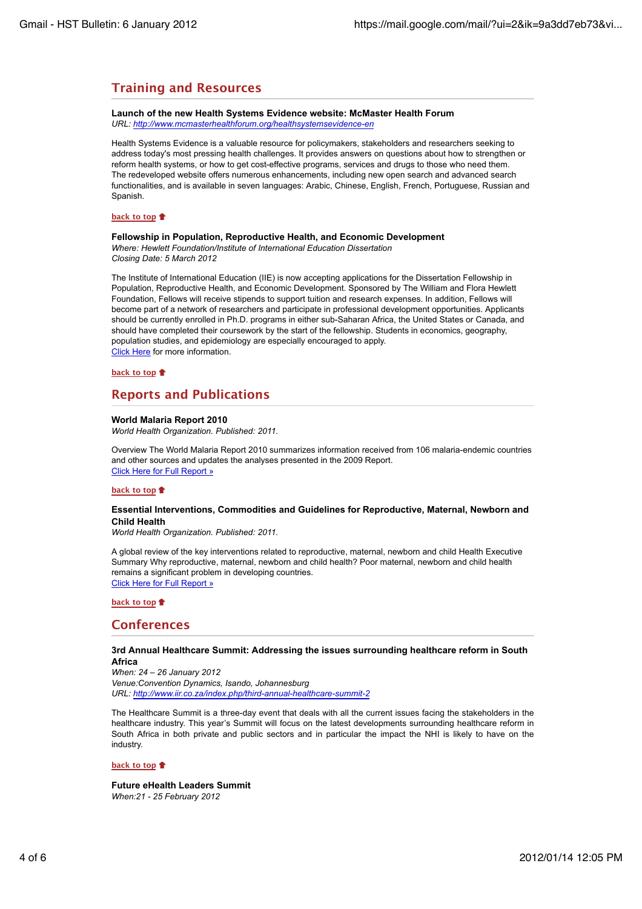## Training and Resources

**Launch of the new Health Systems Evidence website: McMaster Health Forum**
*URL: http://www.mcmasterhealthforum.org/healthsystemsevidence-en*

Health Systems Evidence is a valuable resource for policymakers, stakeholders and researchers seeking to address today's most pressing health challenges. It provides answers on questions about how to strengthen or reform health systems, or how to get cost-effective programs, services and drugs to those who need them. The redeveloped website offers numerous enhancements, including new open search and advanced search functionalities, and is available in seven languages: Arabic, Chinese, English, French, Portuguese, Russian and Spanish.

back to top

**Fellowship in Population, Reproductive Health, and Economic Development**
*Where: Hewlett Foundation/Institute of International Education Dissertation*
*Closing Date: 5 March 2012*

The Institute of International Education (IIE) is now accepting applications for the Dissertation Fellowship in Population, Reproductive Health, and Economic Development. Sponsored by The William and Flora Hewlett Foundation, Fellows will receive stipends to support tuition and research expenses. In addition, Fellows will become part of a network of researchers and participate in professional development opportunities. Applicants should be currently enrolled in Ph.D. programs in either sub-Saharan Africa, the United States or Canada, and should have completed their coursework by the start of the fellowship. Students in economics, geography, population studies, and epidemiology are especially encouraged to apply.
Click Here for more information.

back to top

## Reports and Publications

**World Malaria Report 2010**
*World Health Organization. Published: 2011.*

Overview The World Malaria Report 2010 summarizes information received from 106 malaria-endemic countries and other sources and updates the analyses presented in the 2009 Report.
Click Here for Full Report »

back to top

**Essential Interventions, Commodities and Guidelines for Reproductive, Maternal, Newborn and Child Health**
*World Health Organization. Published: 2011.*

A global review of the key interventions related to reproductive, maternal, newborn and child Health Executive Summary Why reproductive, maternal, newborn and child health? Poor maternal, newborn and child health remains a significant problem in developing countries.
Click Here for Full Report »

back to top

## Conferences

**3rd Annual Healthcare Summit: Addressing the issues surrounding healthcare reform in South Africa**
*When: 24 – 26 January 2012*
*Venue:Convention Dynamics, Isando, Johannesburg*
*URL: http://www.iir.co.za/index.php/third-annual-healthcare-summit-2*

The Healthcare Summit is a three-day event that deals with all the current issues facing the stakeholders in the healthcare industry. This year's Summit will focus on the latest developments surrounding healthcare reform in South Africa in both private and public sectors and in particular the impact the NHI is likely to have on the industry.

back to top

**Future eHealth Leaders Summit**
*When:21 - 25 February 2012*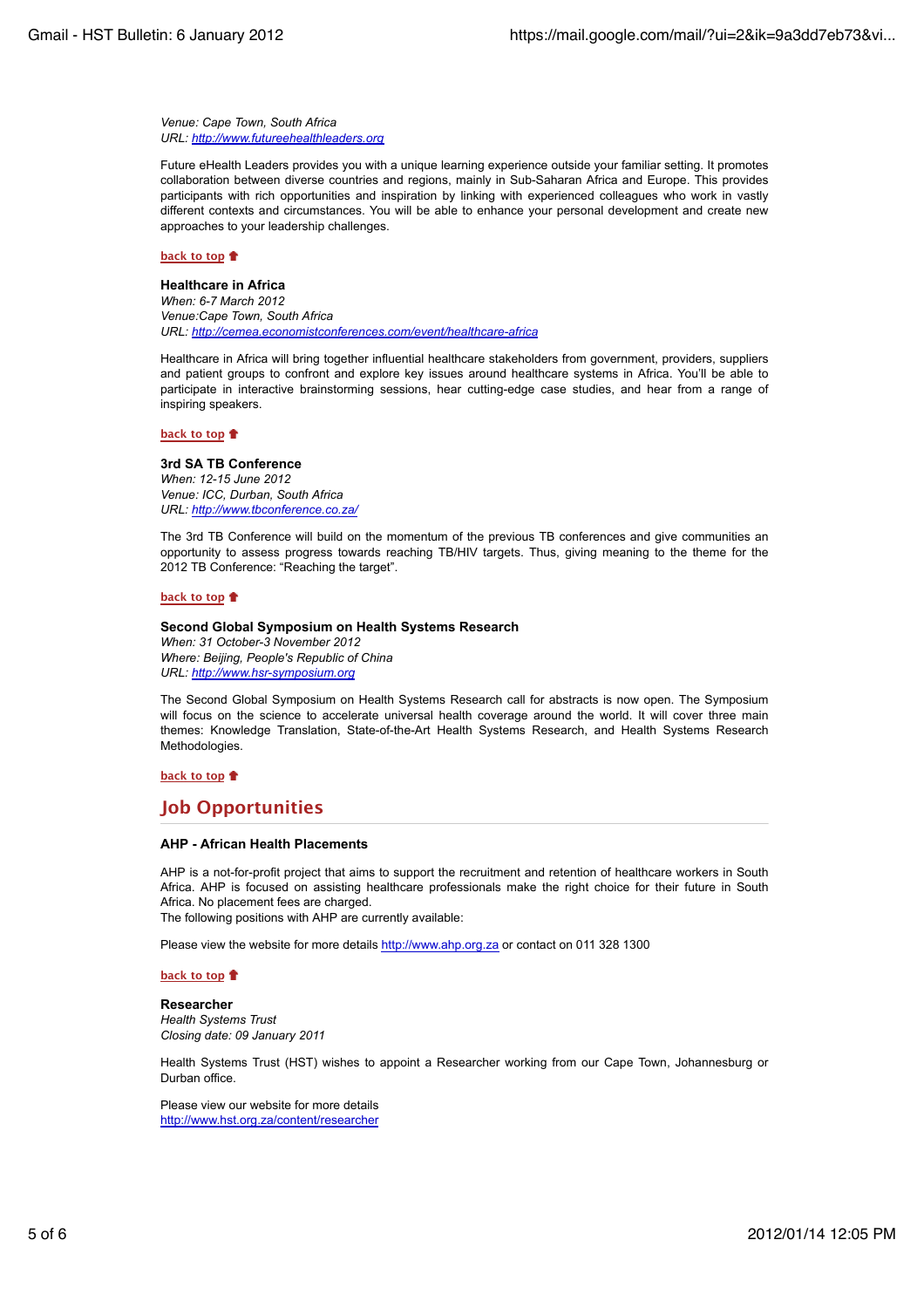*Venue: Cape Town, South Africa*
*URL: [http://www.futureehealthleaders.org](http://www.futureehealthleaders.org)*

Future eHealth Leaders provides you with a unique learning experience outside your familiar setting. It promotes collaboration between diverse countries and regions, mainly in Sub-Saharan Africa and Europe. This provides participants with rich opportunities and inspiration by linking with experienced colleagues who work in vastly different contexts and circumstances. You will be able to enhance your personal development and create new approaches to your leadership challenges.

**back to top**

**Healthcare in Africa**
*When: 6-7 March 2012*
*Venue:Cape Town, South Africa*
*URL: [http://cemea.economistconferences.com/event/healthcare-africa](http://cemea.economistconferences.com/event/healthcare-africa)*

Healthcare in Africa will bring together influential healthcare stakeholders from government, providers, suppliers and patient groups to confront and explore key issues around healthcare systems in Africa. You'll be able to participate in interactive brainstorming sessions, hear cutting-edge case studies, and hear from a range of inspiring speakers.

**back to top**

**3rd SA TB Conference**
*When: 12-15 June 2012*
*Venue: ICC, Durban, South Africa*
*URL: [http://www.tbconference.co.za/](http://www.tbconference.co.za/)*

The 3rd TB Conference will build on the momentum of the previous TB conferences and give communities an opportunity to assess progress towards reaching TB/HIV targets. Thus, giving meaning to the theme for the 2012 TB Conference: "Reaching the target".

**back to top**

**Second Global Symposium on Health Systems Research**
*When: 31 October-3 November 2012*
*Where: Beijing, People's Republic of China*
*URL: [http://www.hsr-symposium.org](http://www.hsr-symposium.org)*

The Second Global Symposium on Health Systems Research call for abstracts is now open. The Symposium will focus on the science to accelerate universal health coverage around the world. It will cover three main themes: Knowledge Translation, State-of-the-Art Health Systems Research, and Health Systems Research Methodologies.

**back to top**

## Job Opportunities

**AHP - African Health Placements**

AHP is a not-for-profit project that aims to support the recruitment and retention of healthcare workers in South Africa. AHP is focused on assisting healthcare professionals make the right choice for their future in South Africa. No placement fees are charged.
The following positions with AHP are currently available:

Please view the website for more details [http://www.ahp.org.za](http://www.ahp.org.za) or contact on 011 328 1300

**back to top**

**Researcher**
*Health Systems Trust*
*Closing date: 09 January 2011*

Health Systems Trust (HST) wishes to appoint a Researcher working from our Cape Town, Johannesburg or Durban office.

Please view our website for more details
[http://www.hst.org.za/content/researcher](http://www.hst.org.za/content/researcher)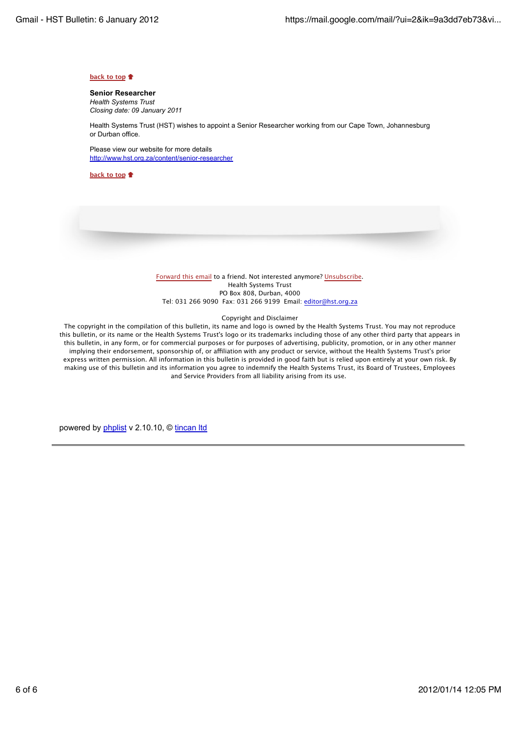back to top

**Senior Researcher**
*Health Systems Trust*
*Closing date: 09 January 2011*

Health Systems Trust (HST) wishes to appoint a Senior Researcher working from our Cape Town, Johannesburg or Durban office.

Please view our website for more details
http://www.hst.org.za/content/senior-researcher

back to top

Forward this email to a friend. Not interested anymore? Unsubscribe.
Health Systems Trust
PO Box 808, Durban, 4000
Tel: 031 266 9090 Fax: 031 266 9199 Email: editor@hst.org.za

Copyright and Disclaimer
The copyright in the compilation of this bulletin, its name and logo is owned by the Health Systems Trust. You may not reproduce this bulletin, or its name or the Health Systems Trust's logo or its trademarks including those of any other third party that appears in this bulletin, in any form, or for commercial purposes or for purposes of advertising, publicity, promotion, or in any other manner implying their endorsement, sponsorship of, or affiliation with any product or service, without the Health Systems Trust's prior express written permission. All information in this bulletin is provided in good faith but is relied upon entirely at your own risk. By making use of this bulletin and its information you agree to indemnify the Health Systems Trust, its Board of Trustees, Employees and Service Providers from all liability arising from its use.

powered by phplist v 2.10.10, © tincan ltd